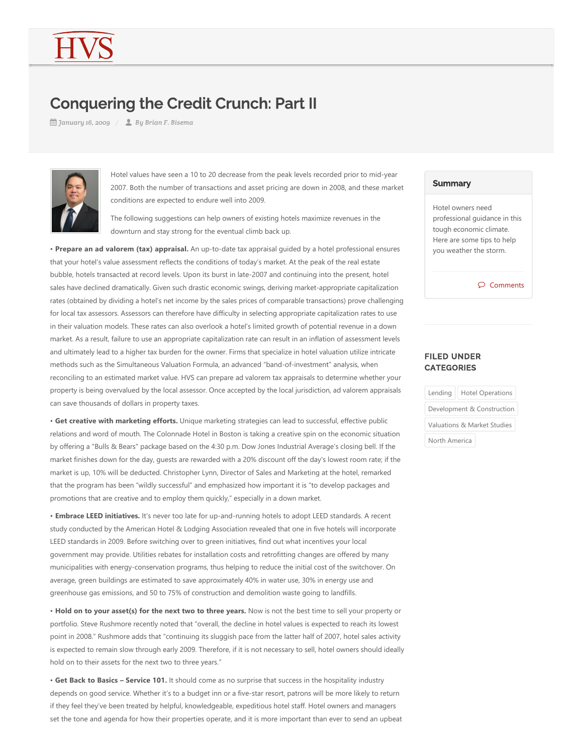HVS

# Conquering the Credit Crunch: Part II

*January 16, 2009* / *By Brian F. Bisema*

Hotel values have seen a 10 to 20 decrease from the peak levels recorded prior to mid-year 2007. Both the number of transactions and asset pricing are down in 2008, and these market conditions are expected to endure well into 2009.

The following suggestions can help owners of existing hotels maximize revenues in the downturn and stay strong for the eventual climb back up.

• **Prepare an ad valorem (tax) appraisal.** An up-to-date tax appraisal guided by a hotel professional ensures that your hotel's value assessment reflects the conditions of today's market. At the peak of the real estate bubble, hotels transacted at record levels. Upon its burst in late-2007 and continuing into the present, hotel sales have declined dramatically. Given such drastic economic swings, deriving market-appropriate capitalization rates (obtained by dividing a hotel's net income by the sales prices of comparable transactions) prove challenging for local tax assessors. Assessors can therefore have difficulty in selecting appropriate capitalization rates to use in their valuation models. These rates can also overlook a hotel's limited growth of potential revenue in a down market. As a result, failure to use an appropriate capitalization rate can result in an inflation of assessment levels and ultimately lead to a higher tax burden for the owner. Firms that specialize in hotel valuation utilize intricate methods such as the Simultaneous Valuation Formula, an advanced "band-of-investment" analysis, when reconciling to an estimated market value. HVS can prepare ad valorem tax appraisals to determine whether your property is being overvalued by the local assessor. Once accepted by the local jurisdiction, ad valorem appraisals can save thousands of dollars in property taxes.

• **Get creative with marketing efforts.** Unique marketing strategies can lead to successful, effective public relations and word of mouth. The Colonnade Hotel in Boston is taking a creative spin on the economic situation by offering a "Bulls & Bears" package based on the 4:30 p.m. Dow Jones Industrial Average's closing bell. If the market finishes down for the day, guests are rewarded with a 20% discount off the day's lowest room rate; if the market is up, 10% will be deducted. Christopher Lynn, Director of Sales and Marketing at the hotel, remarked that the program has been "wildly successful" and emphasized how important it is "to develop packages and promotions that are creative and to employ them quickly," especially in a down market.

• **Embrace LEED initiatives.** It's never too late for up-and-running hotels to adopt LEED standards. A recent study conducted by the American Hotel & Lodging Association revealed that one in five hotels will incorporate LEED standards in 2009. Before switching over to green initiatives, find out what incentives your local government may provide. Utilities rebates for installation costs and retrofitting changes are offered by many municipalities with energy-conservation programs, thus helping to reduce the initial cost of the switchover. On average, green buildings are estimated to save approximately 40% in water use, 30% in energy use and greenhouse gas emissions, and 50 to 75% of construction and demolition waste going to landfills.

• **Hold on to your asset(s) for the next two to three years.** Now is not the best time to sell your property or portfolio. Steve Rushmore recently noted that "overall, the decline in hotel values is expected to reach its lowest point in 2008." Rushmore adds that "continuing its sluggish pace from the latter half of 2007, hotel sales activity is expected to remain slow through early 2009. Therefore, if it is not necessary to sell, hotel owners should ideally hold on to their assets for the next two to three years."

• **Get Back to Basics – Service 101.** It should come as no surprise that success in the hospitality industry depends on good service. Whether it's to a budget inn or a five-star resort, patrons will be more likely to return if they feel they've been treated by helpful, knowledgeable, expeditious hotel staff. Hotel owners and managers set the tone and agenda for how their properties operate, and it is more important than ever to send an upbeat

## Summary

Hotel owners need professional guidance in this tough economic climate. Here are some tips to help you weather the storm.

Comments

## FILED UNDER CATEGORIES

Lending

Hotel Operations

Development & Construction

Valuations & Market Studies

North America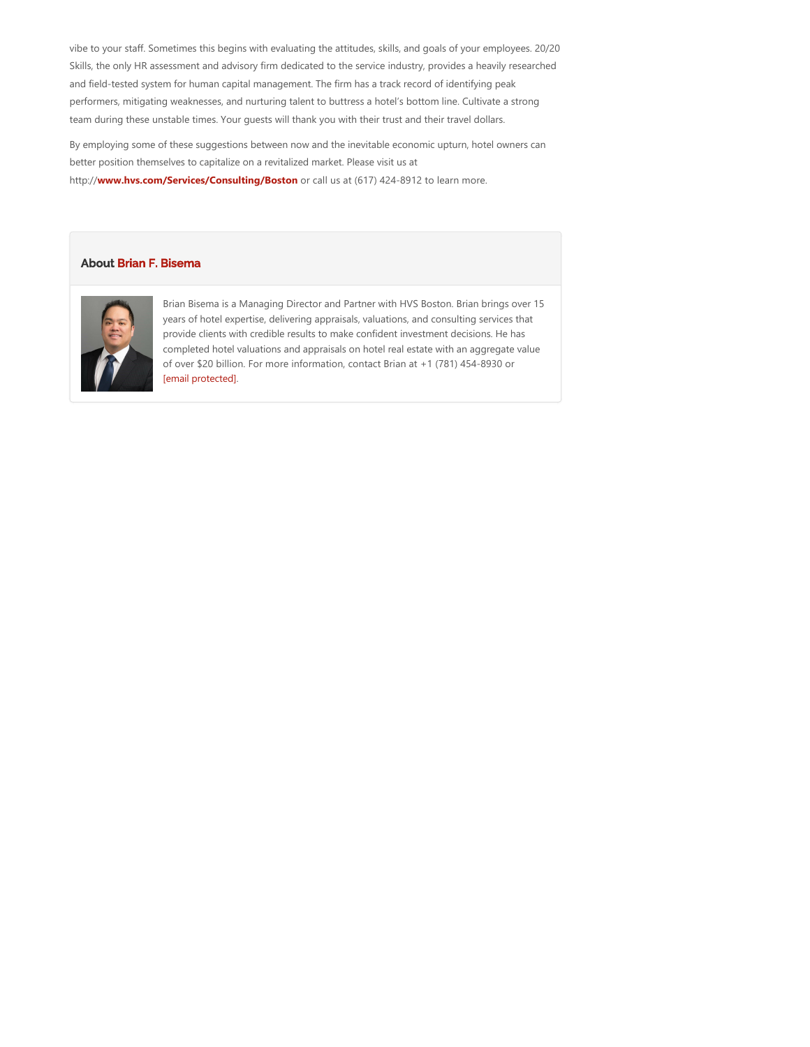vibe to your staff. Sometimes this begins with evaluating the attitudes, skills, and goals of your employees. 20/20 Skills, the only HR assessment and advisory firm dedicated to the service industry, provides a heavily researched and field-tested system for human capital management. The firm has a track record of identifying peak performers, mitigating weaknesses, and nurturing talent to buttress a hotel's bottom line. Cultivate a strong team during these unstable times. Your guests will thank you with their trust and their travel dollars.

By employing some of these suggestions between now and the inevitable economic upturn, hotel owners can better position themselves to capitalize on a revitalized market. Please visit us at http://**www.hvs.com/Services/Consulting/Boston** or call us at (617) 424-8912 to learn more.

### About Brian F. Bisema

Brian Bisema is a Managing Director and Partner with HVS Boston. Brian brings over 15 years of hotel expertise, delivering appraisals, valuations, and consulting services that provide clients with credible results to make confident investment decisions. He has completed hotel valuations and appraisals on hotel real estate with an aggregate value of over $20 billion. For more information, contact Brian at +1 (781) 454-8930 or [email protected].